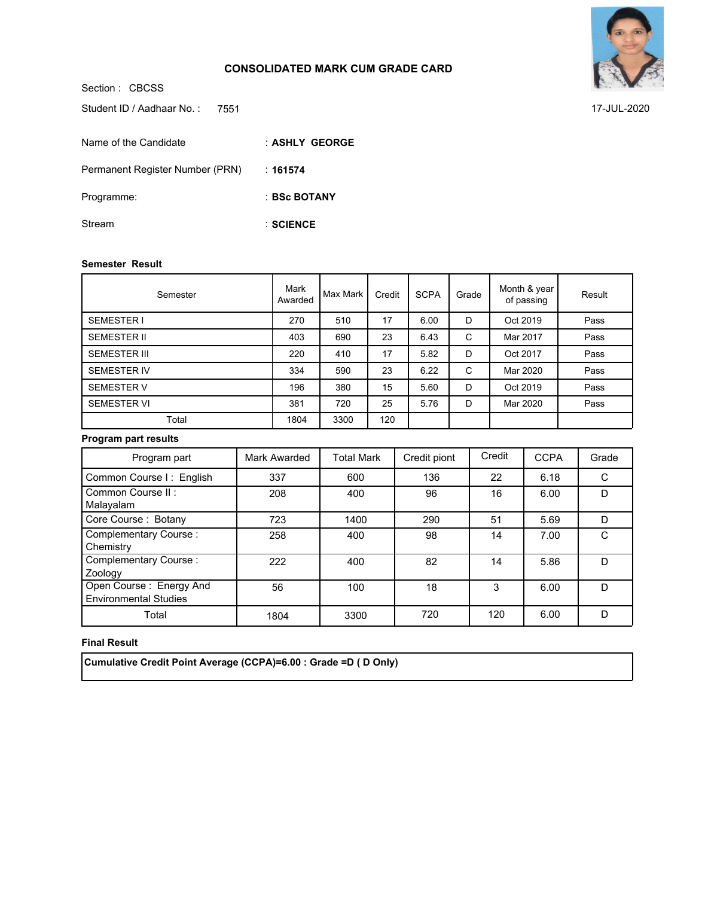# CONSOLIDATED MARK CUM GRADE CARD

Section : CBCSS

Student ID / Aadhaar No. : 7551

17-JUL-2020

Name of the Candidate : **ASHLY GEORGE**

Permanent Register Number (PRN) : **161574**

Programme: : **BSc BOTANY**

Stream : **SCIENCE**

**Semester Result**

| Semester | Mark Awarded | Max Mark | Credit | SCPA | Grade | Month & year of passing | Result |
|---|---|---|---|---|---|---|---|
| SEMESTER I | 270 | 510 | 17 | 6.00 | D | Oct 2019 | Pass |
| SEMESTER II | 403 | 690 | 23 | 6.43 | C | Mar 2017 | Pass |
| SEMESTER III | 220 | 410 | 17 | 5.82 | D | Oct 2017 | Pass |
| SEMESTER IV | 334 | 590 | 23 | 6.22 | C | Mar 2020 | Pass |
| SEMESTER V | 196 | 380 | 15 | 5.60 | D | Oct 2019 | Pass |
| SEMESTER VI | 381 | 720 | 25 | 5.76 | D | Mar 2020 | Pass |
| Total | 1804 | 3300 | 120 | | | | |

**Program part results**

| Program part | Mark Awarded | Total Mark | Credit piont | Credit | CCPA | Grade |
|---|---|---|---|---|---|---|
| Common Course I : English | 337 | 600 | 136 | 22 | 6.18 | C |
| Common Course II : Malayalam | 208 | 400 | 96 | 16 | 6.00 | D |
| Core Course : Botany | 723 | 1400 | 290 | 51 | 5.69 | D |
| Complementary Course : Chemistry | 258 | 400 | 98 | 14 | 7.00 | C |
| Complementary Course : Zoology | 222 | 400 | 82 | 14 | 5.86 | D |
| Open Course : Energy And Environmental Studies | 56 | 100 | 18 | 3 | 6.00 | D |
| Total | 1804 | 3300 | 720 | 120 | 6.00 | D |

**Final Result**

**Cumulative Credit Point Average (CCPA)=6.00 : Grade =D ( D Only)**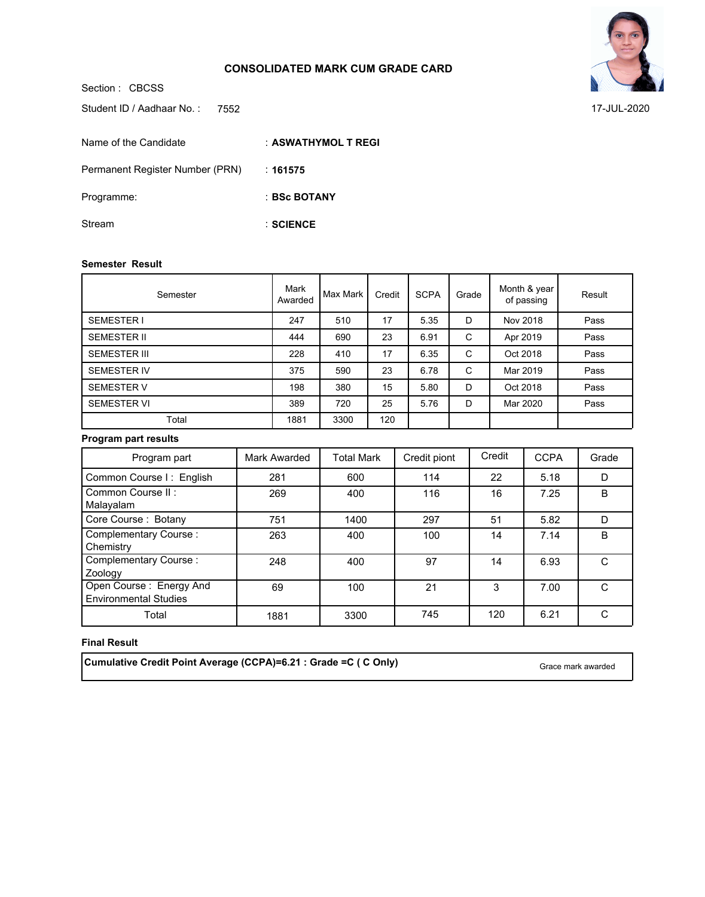# CONSOLIDATED MARK CUM GRADE CARD

Section : CBCSS

Student ID / Aadhaar No. : 7552

17-JUL-2020

Name of the Candidate : **ASWATHYMOL T REGI**

Permanent Register Number (PRN) : **161575**

Programme: : **BSc BOTANY**

Stream : **SCIENCE**

**Semester Result**

| Semester | Mark Awarded | Max Mark | Credit | SCPA | Grade | Month & year of passing | Result |
|---|---|---|---|---|---|---|---|
| SEMESTER I | 247 | 510 | 17 | 5.35 | D | Nov 2018 | Pass |
| SEMESTER II | 444 | 690 | 23 | 6.91 | C | Apr 2019 | Pass |
| SEMESTER III | 228 | 410 | 17 | 6.35 | C | Oct 2018 | Pass |
| SEMESTER IV | 375 | 590 | 23 | 6.78 | C | Mar 2019 | Pass |
| SEMESTER V | 198 | 380 | 15 | 5.80 | D | Oct 2018 | Pass |
| SEMESTER VI | 389 | 720 | 25 | 5.76 | D | Mar 2020 | Pass |
| Total | 1881 | 3300 | 120 | | | | |

**Program part results**

| Program part | Mark Awarded | Total Mark | Credit piont | Credit | CCPA | Grade |
|---|---|---|---|---|---|---|
| Common Course I : English | 281 | 600 | 114 | 22 | 5.18 | D |
| Common Course II : Malayalam | 269 | 400 | 116 | 16 | 7.25 | B |
| Core Course : Botany | 751 | 1400 | 297 | 51 | 5.82 | D |
| Complementary Course : Chemistry | 263 | 400 | 100 | 14 | 7.14 | B |
| Complementary Course : Zoology | 248 | 400 | 97 | 14 | 6.93 | C |
| Open Course : Energy And Environmental Studies | 69 | 100 | 21 | 3 | 7.00 | C |
| Total | 1881 | 3300 | 745 | 120 | 6.21 | C |

**Final Result**

**Cumulative Credit Point Average (CCPA)=6.21 : Grade =C ( C Only)**

Grace mark awarded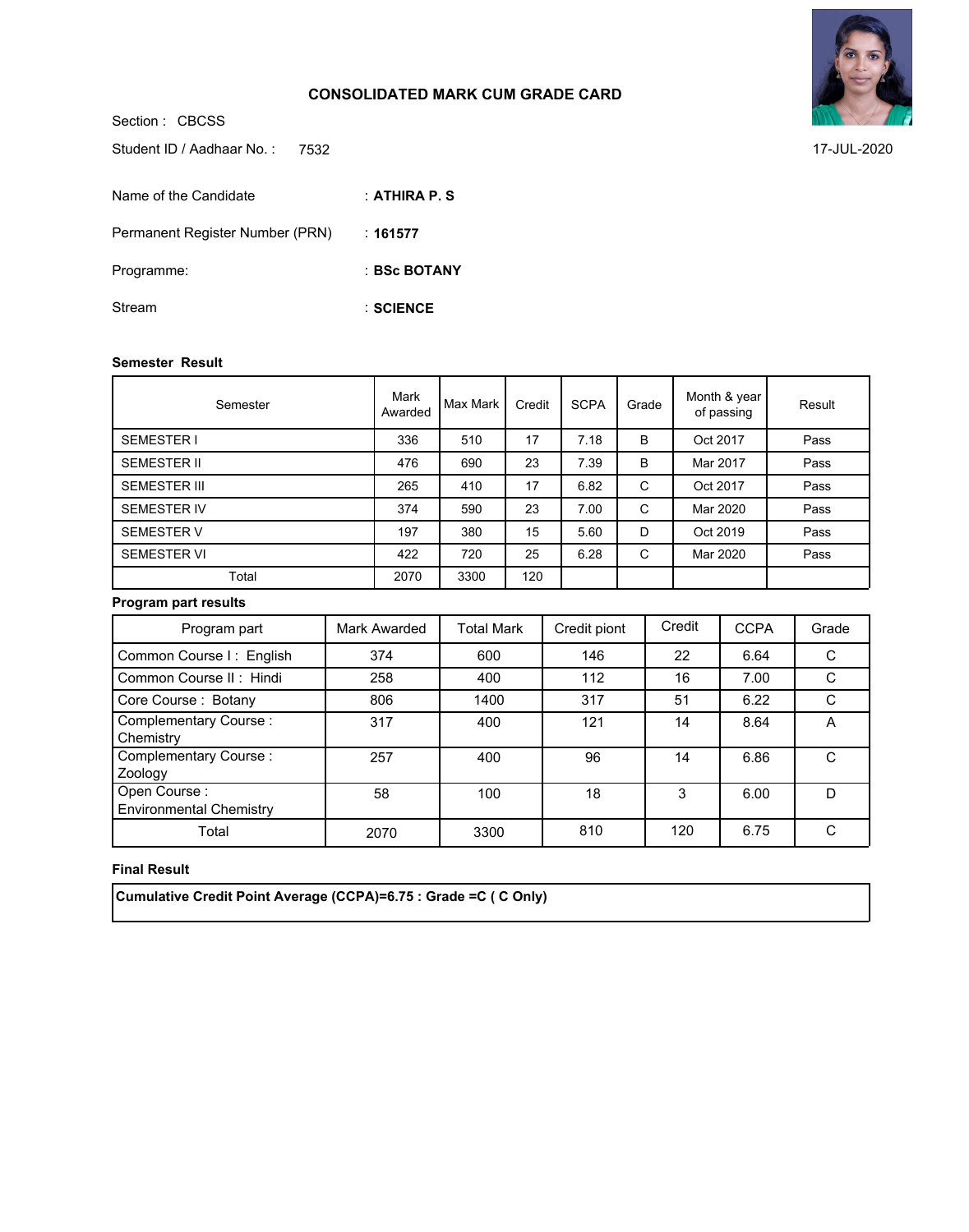# CONSOLIDATED MARK CUM GRADE CARD

Section : CBCSS

Student ID / Aadhaar No. : 7532

17-JUL-2020

| | |
|---|---|
| Name of the Candidate | : **ATHIRA P. S** |
| Permanent Register Number (PRN) | : **161577** |
| Programme: | : **BSc BOTANY** |
| Stream | : **SCIENCE** |

**Semester Result**

| Semester | Mark Awarded | Max Mark | Credit | SCPA | Grade | Month & year of passing | Result |
|---|---|---|---|---|---|---|---|
| SEMESTER I | 336 | 510 | 17 | 7.18 | B | Oct 2017 | Pass |
| SEMESTER II | 476 | 690 | 23 | 7.39 | B | Mar 2017 | Pass |
| SEMESTER III | 265 | 410 | 17 | 6.82 | C | Oct 2017 | Pass |
| SEMESTER IV | 374 | 590 | 23 | 7.00 | C | Mar 2020 | Pass |
| SEMESTER V | 197 | 380 | 15 | 5.60 | D | Oct 2019 | Pass |
| SEMESTER VI | 422 | 720 | 25 | 6.28 | C | Mar 2020 | Pass |
| Total | 2070 | 3300 | 120 | | | | |

**Program part results**

| Program part | Mark Awarded | Total Mark | Credit piont | Credit | CCPA | Grade |
|---|---|---|---|---|---|---|
| Common Course I : English | 374 | 600 | 146 | 22 | 6.64 | C |
| Common Course II : Hindi | 258 | 400 | 112 | 16 | 7.00 | C |
| Core Course : Botany | 806 | 1400 | 317 | 51 | 6.22 | C |
| Complementary Course : Chemistry | 317 | 400 | 121 | 14 | 8.64 | A |
| Complementary Course : Zoology | 257 | 400 | 96 | 14 | 6.86 | C |
| Open Course : Environmental Chemistry | 58 | 100 | 18 | 3 | 6.00 | D |
| Total | 2070 | 3300 | 810 | 120 | 6.75 | C |

**Final Result**

**Cumulative Credit Point Average (CCPA)=6.75 : Grade =C ( C Only)**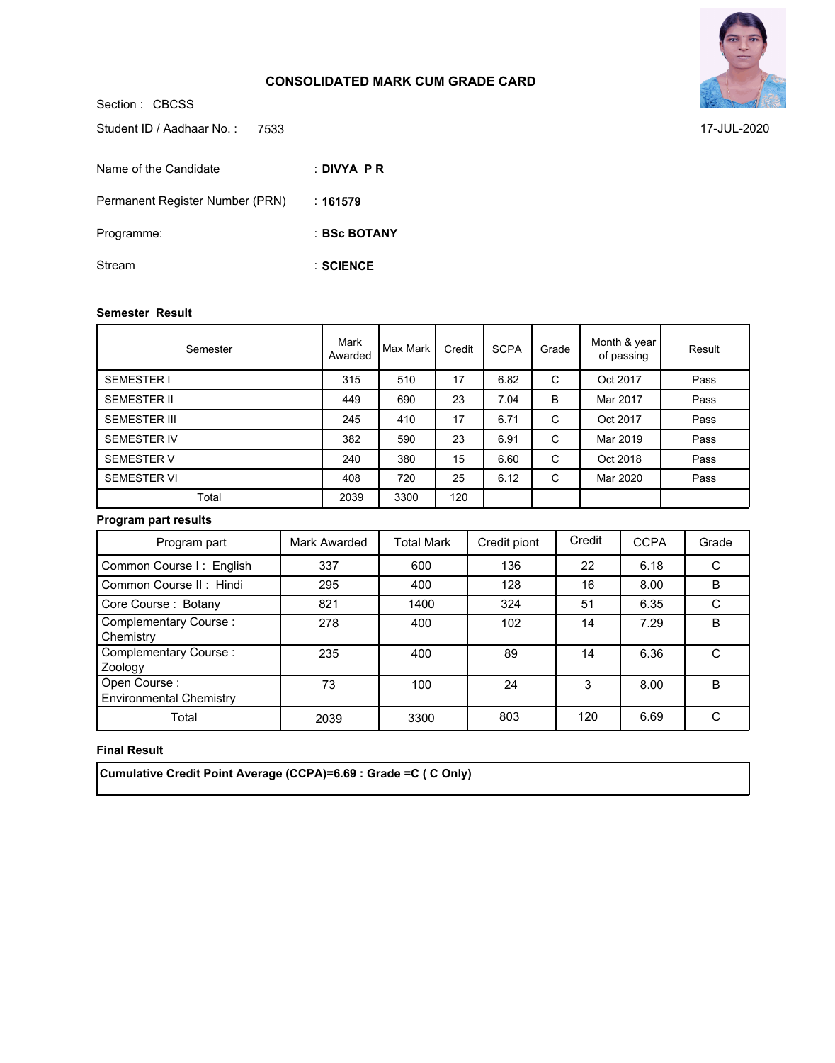## CONSOLIDATED MARK CUM GRADE CARD

Section : CBCSS

Student ID / Aadhaar No. : 7533

17-JUL-2020

Name of the Candidate : **DIVYA P R**

Permanent Register Number (PRN) : **161579**

Programme: : **BSc BOTANY**

Stream : **SCIENCE**

**Semester Result**

| Semester | Mark Awarded | Max Mark | Credit | SCPA | Grade | Month & year of passing | Result |
|---|---|---|---|---|---|---|---|
| SEMESTER I | 315 | 510 | 17 | 6.82 | C | Oct 2017 | Pass |
| SEMESTER II | 449 | 690 | 23 | 7.04 | B | Mar 2017 | Pass |
| SEMESTER III | 245 | 410 | 17 | 6.71 | C | Oct 2017 | Pass |
| SEMESTER IV | 382 | 590 | 23 | 6.91 | C | Mar 2019 | Pass |
| SEMESTER V | 240 | 380 | 15 | 6.60 | C | Oct 2018 | Pass |
| SEMESTER VI | 408 | 720 | 25 | 6.12 | C | Mar 2020 | Pass |
| Total | 2039 | 3300 | 120 | | | | |

**Program part results**

| Program part | Mark Awarded | Total Mark | Credit piont | Credit | CCPA | Grade |
|---|---|---|---|---|---|---|
| Common Course I : English | 337 | 600 | 136 | 22 | 6.18 | C |
| Common Course II : Hindi | 295 | 400 | 128 | 16 | 8.00 | B |
| Core Course : Botany | 821 | 1400 | 324 | 51 | 6.35 | C |
| Complementary Course : Chemistry | 278 | 400 | 102 | 14 | 7.29 | B |
| Complementary Course : Zoology | 235 | 400 | 89 | 14 | 6.36 | C |
| Open Course : Environmental Chemistry | 73 | 100 | 24 | 3 | 8.00 | B |
| Total | 2039 | 3300 | 803 | 120 | 6.69 | C |

**Final Result**

**Cumulative Credit Point Average (CCPA)=6.69 : Grade =C ( C Only)**